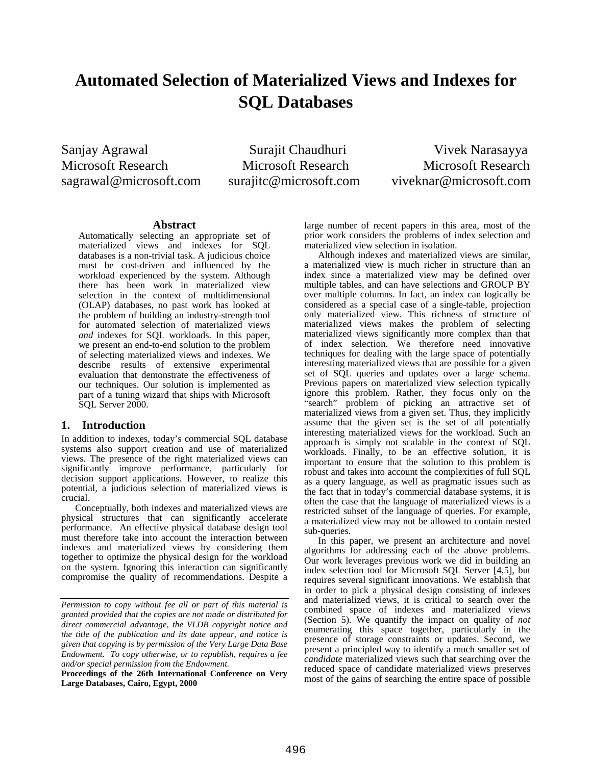# Automated Selection of Materialized Views and Indexes for SQL Databases

Sanjay Agrawal
Microsoft Research
sagrawal@microsoft.com

Surajit Chaudhuri
Microsoft Research
surajitc@microsoft.com

Vivek Narasayya
Microsoft Research
viveknar@microsoft.com

## Abstract

Automatically selecting an appropriate set of materialized views and indexes for SQL databases is a non-trivial task. A judicious choice must be cost-driven and influenced by the workload experienced by the system. Although there has been work in materialized view selection in the context of multidimensional (OLAP) databases, no past work has looked at the problem of building an industry-strength tool for automated selection of materialized views *and* indexes for SQL workloads. In this paper, we present an end-to-end solution to the problem of selecting materialized views and indexes. We describe results of extensive experimental evaluation that demonstrate the effectiveness of our techniques. Our solution is implemented as part of a tuning wizard that ships with Microsoft SQL Server 2000.

## 1. Introduction

In addition to indexes, today's commercial SQL database systems also support creation and use of materialized views. The presence of the right materialized views can significantly improve performance, particularly for decision support applications. However, to realize this potential, a judicious selection of materialized views is crucial.

Conceptually, both indexes and materialized views are physical structures that can significantly accelerate performance. An effective physical database design tool must therefore take into account the interaction between indexes and materialized views by considering them together to optimize the physical design for the workload on the system. Ignoring this interaction can significantly compromise the quality of recommendations. Despite a large number of recent papers in this area, most of the prior work considers the problems of index selection and materialized view selection in isolation.

Although indexes and materialized views are similar, a materialized view is much richer in structure than an index since a materialized view may be defined over multiple tables, and can have selections and GROUP BY over multiple columns. In fact, an index can logically be considered as a special case of a single-table, projection only materialized view. This richness of structure of materialized views makes the problem of selecting materialized views significantly more complex than that of index selection. We therefore need innovative techniques for dealing with the large space of potentially interesting materialized views that are possible for a given set of SQL queries and updates over a large schema. Previous papers on materialized view selection typically ignore this problem. Rather, they focus only on the "search" problem of picking an attractive set of materialized views from a given set. Thus, they implicitly assume that the given set is the set of all potentially interesting materialized views for the workload. Such an approach is simply not scalable in the context of SQL workloads. Finally, to be an effective solution, it is important to ensure that the solution to this problem is robust and takes into account the complexities of full SQL as a query language, as well as pragmatic issues such as the fact that in today's commercial database systems, it is often the case that the language of materialized views is a restricted subset of the language of queries. For example, a materialized view may not be allowed to contain nested sub-queries.

In this paper, we present an architecture and novel algorithms for addressing each of the above problems. Our work leverages previous work we did in building an index selection tool for Microsoft SQL Server [4,5], but requires several significant innovations. We establish that in order to pick a physical design consisting of indexes and materialized views, it is critical to search over the combined space of indexes and materialized views (Section 5). We quantify the impact on quality of *not* enumerating this space together, particularly in the presence of storage constraints or updates. Second, we present a principled way to identify a much smaller set of *candidate* materialized views such that searching over the reduced space of candidate materialized views preserves most of the gains of searching the entire space of possible

*Permission to copy without fee all or part of this material is granted provided that the copies are not made or distributed for direct commercial advantage, the VLDB copyright notice and the title of the publication and its date appear, and notice is given that copying is by permission of the Very Large Data Base Endowment. To copy otherwise, or to republish, requires a fee and/or special permission from the Endowment.*

**Proceedings of the 26th International Conference on Very Large Databases, Cairo, Egypt, 2000**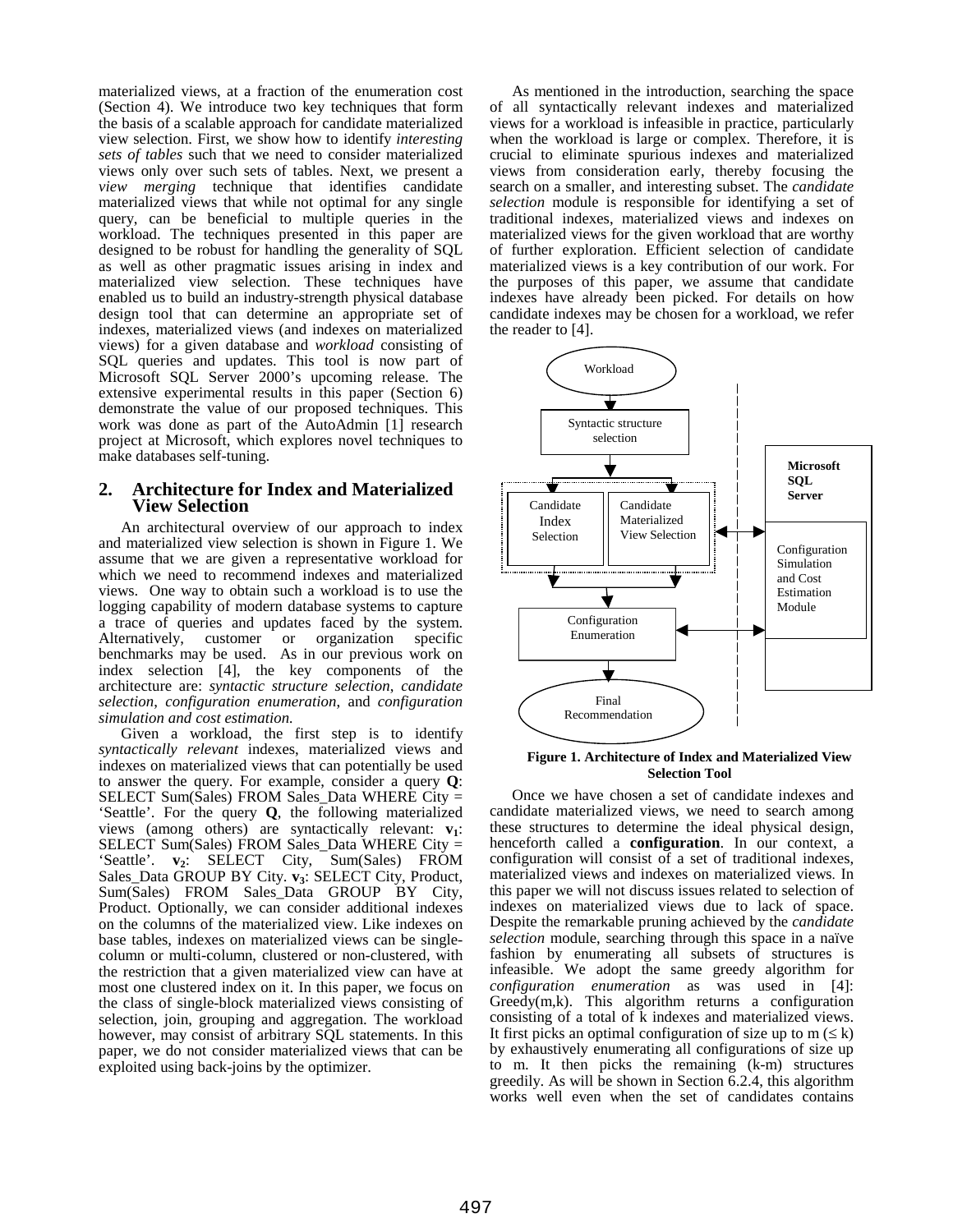materialized views, at a fraction of the enumeration cost (Section 4). We introduce two key techniques that form the basis of a scalable approach for candidate materialized view selection. First, we show how to identify *interesting sets of tables* such that we need to consider materialized views only over such sets of tables. Next, we present a *view merging* technique that identifies candidate materialized views that while not optimal for any single query, can be beneficial to multiple queries in the workload. The techniques presented in this paper are designed to be robust for handling the generality of SQL as well as other pragmatic issues arising in index and materialized view selection. These techniques have enabled us to build an industry-strength physical database design tool that can determine an appropriate set of indexes, materialized views (and indexes on materialized views) for a given database and *workload* consisting of SQL queries and updates. This tool is now part of Microsoft SQL Server 2000's upcoming release. The extensive experimental results in this paper (Section 6) demonstrate the value of our proposed techniques. This work was done as part of the AutoAdmin [1] research project at Microsoft, which explores novel techniques to make databases self-tuning.

## 2. Architecture for Index and Materialized View Selection

An architectural overview of our approach to index and materialized view selection is shown in Figure 1. We assume that we are given a representative workload for which we need to recommend indexes and materialized views. One way to obtain such a workload is to use the logging capability of modern database systems to capture a trace of queries and updates faced by the system. Alternatively, customer or organization specific benchmarks may be used. As in our previous work on index selection [4], the key components of the architecture are: *syntactic structure selection*, *candidate selection*, *configuration enumeration*, and *configuration simulation and cost estimation.*

Given a workload, the first step is to identify *syntactically relevant* indexes, materialized views and indexes on materialized views that can potentially be used to answer the query. For example, consider a query **Q**: SELECT Sum(Sales) FROM Sales_Data WHERE City = 'Seattle'. For the query **Q**, the following materialized views (among others) are syntactically relevant: $\mathbf{v_1}$: SELECT Sum(Sales) FROM Sales_Data WHERE City = 'Seattle'. $\mathbf{v_2}$: SELECT City, Sum(Sales) FROM Sales_Data GROUP BY City. $\mathbf{v_3}$: SELECT City, Product, Sum(Sales) FROM Sales_Data GROUP BY City, Product. Optionally, we can consider additional indexes on the columns of the materialized view. Like indexes on base tables, indexes on materialized views can be single-column or multi-column, clustered or non-clustered, with the restriction that a given materialized view can have at most one clustered index on it. In this paper, we focus on the class of single-block materialized views consisting of selection, join, grouping and aggregation. The workload however, may consist of arbitrary SQL statements. In this paper, we do not consider materialized views that can be exploited using back-joins by the optimizer.

As mentioned in the introduction, searching the space of all syntactically relevant indexes and materialized views for a workload is infeasible in practice, particularly when the workload is large or complex. Therefore, it is crucial to eliminate spurious indexes and materialized views from consideration early, thereby focusing the search on a smaller, and interesting subset. The *candidate selection* module is responsible for identifying a set of traditional indexes, materialized views and indexes on materialized views for the given workload that are worthy of further exploration. Efficient selection of candidate materialized views is a key contribution of our work. For the purposes of this paper, we assume that candidate indexes have already been picked. For details on how candidate indexes may be chosen for a workload, we refer the reader to [4].

Workload → Syntactic structure selection → Candidate Index Selection / Candidate Materialized View Selection → Configuration Enumeration → Final Recommendation; Microsoft SQL Server: Configuration Simulation and Cost Estimation Module

**Figure 1. Architecture of Index and Materialized View Selection Tool**

Once we have chosen a set of candidate indexes and candidate materialized views, we need to search among these structures to determine the ideal physical design, henceforth called a **configuration**. In our context, a configuration will consist of a set of traditional indexes, materialized views and indexes on materialized views. In this paper we will not discuss issues related to selection of indexes on materialized views due to lack of space. Despite the remarkable pruning achieved by the *candidate selection* module, searching through this space in a naïve fashion by enumerating all subsets of structures is infeasible. We adopt the same greedy algorithm for *configuration enumeration* as was used in [4]: Greedy(m,k). This algorithm returns a configuration consisting of a total of k indexes and materialized views. It first picks an optimal configuration of size up to m ($\leq$ k) by exhaustively enumerating all configurations of size up to m. It then picks the remaining (k-m) structures greedily. As will be shown in Section 6.2.4, this algorithm works well even when the set of candidates contains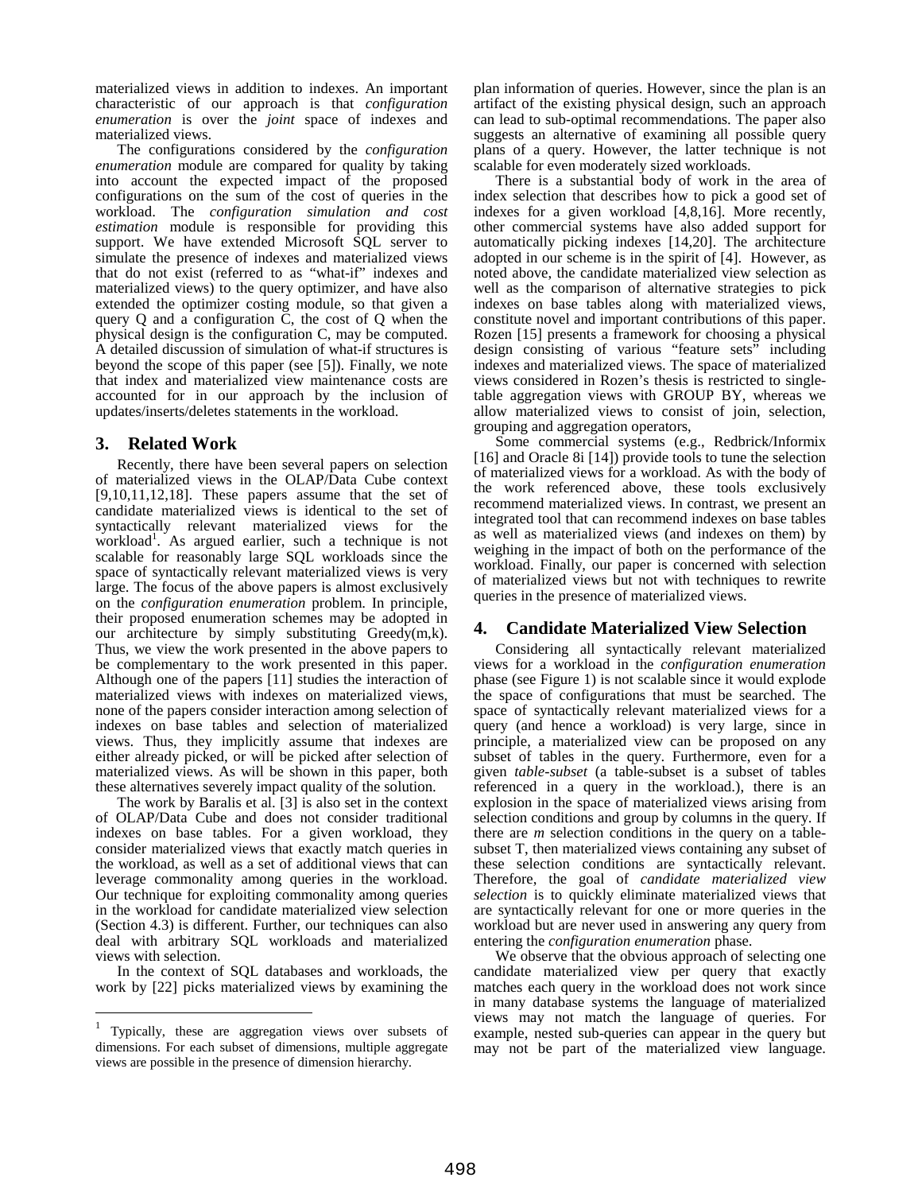materialized views in addition to indexes. An important characteristic of our approach is that *configuration enumeration* is over the *joint* space of indexes and materialized views.

The configurations considered by the *configuration enumeration* module are compared for quality by taking into account the expected impact of the proposed configurations on the sum of the cost of queries in the workload. The *configuration simulation and cost estimation* module is responsible for providing this support. We have extended Microsoft SQL server to simulate the presence of indexes and materialized views that do not exist (referred to as "what-if" indexes and materialized views) to the query optimizer, and have also extended the optimizer costing module, so that given a query Q and a configuration C, the cost of Q when the physical design is the configuration C, may be computed. A detailed discussion of simulation of what-if structures is beyond the scope of this paper (see [5]). Finally, we note that index and materialized view maintenance costs are accounted for in our approach by the inclusion of updates/inserts/deletes statements in the workload.

## 3. Related Work

Recently, there have been several papers on selection of materialized views in the OLAP/Data Cube context [9,10,11,12,18]. These papers assume that the set of candidate materialized views is identical to the set of syntactically relevant materialized views for the workload[1]. As argued earlier, such a technique is not scalable for reasonably large SQL workloads since the space of syntactically relevant materialized views is very large. The focus of the above papers is almost exclusively on the *configuration enumeration* problem. In principle, their proposed enumeration schemes may be adopted in our architecture by simply substituting Greedy(m,k). Thus, we view the work presented in the above papers to be complementary to the work presented in this paper. Although one of the papers [11] studies the interaction of materialized views with indexes on materialized views, none of the papers consider interaction among selection of indexes on base tables and selection of materialized views. Thus, they implicitly assume that indexes are either already picked, or will be picked after selection of materialized views. As will be shown in this paper, both these alternatives severely impact quality of the solution.

The work by Baralis et al. [3] is also set in the context of OLAP/Data Cube and does not consider traditional indexes on base tables. For a given workload, they consider materialized views that exactly match queries in the workload, as well as a set of additional views that can leverage commonality among queries in the workload. Our technique for exploiting commonality among queries in the workload for candidate materialized view selection (Section 4.3) is different. Further, our techniques can also deal with arbitrary SQL workloads and materialized views with selection.

In the context of SQL databases and workloads, the work by [22] picks materialized views by examining the plan information of queries. However, since the plan is an artifact of the existing physical design, such an approach can lead to sub-optimal recommendations. The paper also suggests an alternative of examining all possible query plans of a query. However, the latter technique is not scalable for even moderately sized workloads.

There is a substantial body of work in the area of index selection that describes how to pick a good set of indexes for a given workload [4,8,16]. More recently, other commercial systems have also added support for automatically picking indexes [14,20]. The architecture adopted in our scheme is in the spirit of [4]. However, as noted above, the candidate materialized view selection as well as the comparison of alternative strategies to pick indexes on base tables along with materialized views, constitute novel and important contributions of this paper. Rozen [15] presents a framework for choosing a physical design consisting of various "feature sets" including indexes and materialized views. The space of materialized views considered in Rozen's thesis is restricted to single-table aggregation views with GROUP BY, whereas we allow materialized views to consist of join, selection, grouping and aggregation operators,

Some commercial systems (e.g., Redbrick/Informix [16] and Oracle 8i [14]) provide tools to tune the selection of materialized views for a workload. As with the body of the work referenced above, these tools exclusively recommend materialized views. In contrast, we present an integrated tool that can recommend indexes on base tables as well as materialized views (and indexes on them) by weighing in the impact of both on the performance of the workload. Finally, our paper is concerned with selection of materialized views but not with techniques to rewrite queries in the presence of materialized views.

## 4. Candidate Materialized View Selection

Considering all syntactically relevant materialized views for a workload in the *configuration enumeration* phase (see Figure 1) is not scalable since it would explode the space of configurations that must be searched. The space of syntactically relevant materialized views for a query (and hence a workload) is very large, since in principle, a materialized view can be proposed on any subset of tables in the query. Furthermore, even for a given *table-subset* (a table-subset is a subset of tables referenced in a query in the workload.), there is an explosion in the space of materialized views arising from selection conditions and group by columns in the query. If there are *m* selection conditions in the query on a table-subset T, then materialized views containing any subset of these selection conditions are syntactically relevant. Therefore, the goal of *candidate materialized view selection* is to quickly eliminate materialized views that are syntactically relevant for one or more queries in the workload but are never used in answering any query from entering the *configuration enumeration* phase.

We observe that the obvious approach of selecting one candidate materialized view per query that exactly matches each query in the workload does not work since in many database systems the language of materialized views may not match the language of queries. For example, nested sub-queries can appear in the query but may not be part of the materialized view language.

[1] Typically, these are aggregation views over subsets of dimensions. For each subset of dimensions, multiple aggregate views are possible in the presence of dimension hierarchy.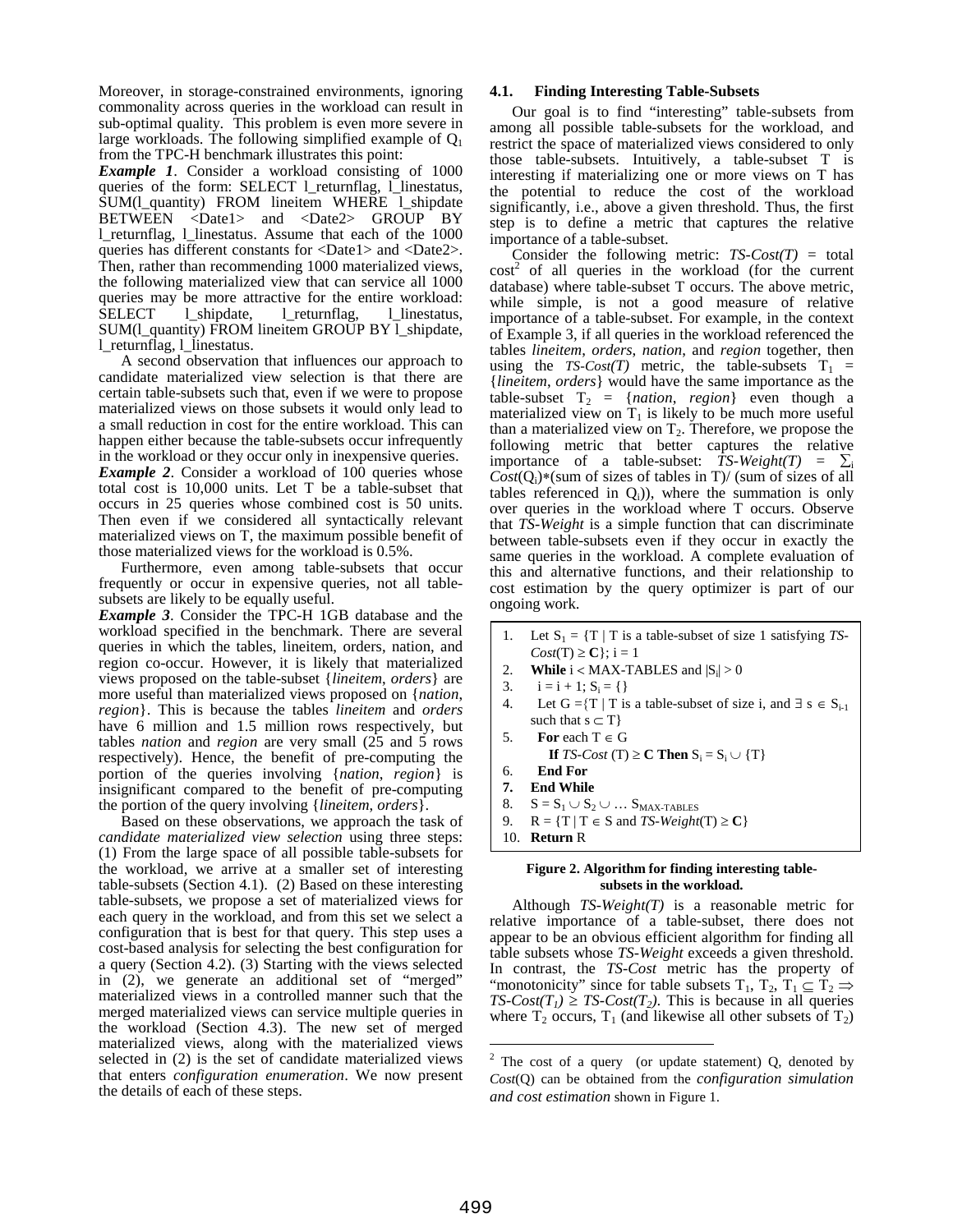Moreover, in storage-constrained environments, ignoring commonality across queries in the workload can result in sub-optimal quality. This problem is even more severe in large workloads. The following simplified example of $Q_1$ from the TPC-H benchmark illustrates this point:

***Example 1***. Consider a workload consisting of 1000 queries of the form: SELECT l_returnflag, l_linestatus, SUM(l_quantity) FROM lineitem WHERE l_shipdate BETWEEN <Date1> and <Date2> GROUP BY l_returnflag, l_linestatus. Assume that each of the 1000 queries has different constants for <Date1> and <Date2>. Then, rather than recommending 1000 materialized views, the following materialized view that can service all 1000 queries may be more attractive for the entire workload: SELECT l_shipdate, l_returnflag, l_linestatus, SUM(l_quantity) FROM lineitem GROUP BY l_shipdate, l_returnflag, l_linestatus.

A second observation that influences our approach to candidate materialized view selection is that there are certain table-subsets such that, even if we were to propose materialized views on those subsets it would only lead to a small reduction in cost for the entire workload. This can happen either because the table-subsets occur infrequently in the workload or they occur only in inexpensive queries.

***Example 2***. Consider a workload of 100 queries whose total cost is 10,000 units. Let T be a table-subset that occurs in 25 queries whose combined cost is 50 units. Then even if we considered all syntactically relevant materialized views on T, the maximum possible benefit of those materialized views for the workload is 0.5%.

Furthermore, even among table-subsets that occur frequently or occur in expensive queries, not all table-subsets are likely to be equally useful.

***Example 3***. Consider the TPC-H 1GB database and the workload specified in the benchmark. There are several queries in which the tables, lineitem, orders, nation, and region co-occur. However, it is likely that materialized views proposed on the table-subset {*lineitem*, *orders*} are more useful than materialized views proposed on {*nation*, *region*}. This is because the tables *lineitem* and *orders* have 6 million and 1.5 million rows respectively, but tables *nation* and *region* are very small (25 and 5 rows respectively). Hence, the benefit of pre-computing the portion of the queries involving {*nation*, *region*} is insignificant compared to the benefit of pre-computing the portion of the query involving {*lineitem*, *orders*}.

Based on these observations, we approach the task of *candidate materialized view selection* using three steps: (1) From the large space of all possible table-subsets for the workload, we arrive at a smaller set of interesting table-subsets (Section 4.1). (2) Based on these interesting table-subsets, we propose a set of materialized views for each query in the workload, and from this set we select a configuration that is best for that query. This step uses a cost-based analysis for selecting the best configuration for a query (Section 4.2). (3) Starting with the views selected in (2), we generate an additional set of "merged" materialized views in a controlled manner such that the merged materialized views can service multiple queries in the workload (Section 4.3). The new set of merged materialized views, along with the materialized views selected in (2) is the set of candidate materialized views that enters *configuration enumeration*. We now present the details of each of these steps.

### 4.1. Finding Interesting Table-Subsets

Our goal is to find "interesting" table-subsets from among all possible table-subsets for the workload, and restrict the space of materialized views considered to only those table-subsets. Intuitively, a table-subset T is interesting if materializing one or more views on T has the potential to reduce the cost of the workload significantly, i.e., above a given threshold. Thus, the first step is to define a metric that captures the relative importance of a table-subset.

Consider the following metric: *TS-Cost(T)* = total cost[2] of all queries in the workload (for the current database) where table-subset T occurs. The above metric, while simple, is not a good measure of relative importance of a table-subset. For example, in the context of Example 3, if all queries in the workload referenced the tables *lineitem*, *orders*, *nation*, and *region* together, then using the *TS-Cost(T)* metric, the table-subsets $T_1$ = {*lineitem*, *orders*} would have the same importance as the table-subset $T_2$ = {*nation*, *region*} even though a materialized view on $T_1$ is likely to be much more useful than a materialized view on $T_2$. Therefore, we propose the following metric that better captures the relative importance of a table-subset: *TS-Weight(T)* = $\sum_i$ $Cost(Q_i)*$(sum of sizes of tables in T)/ (sum of sizes of all tables referenced in $Q_i$)), where the summation is only over queries in the workload where T occurs. Observe that *TS-Weight* is a simple function that can discriminate between table-subsets even if they occur in exactly the same queries in the workload. A complete evaluation of this and alternative functions, and their relationship to cost estimation by the query optimizer is part of our ongoing work.

1. Let $S_1$ = {T | T is a table-subset of size 1 satisfying *TS-Cost*(T) ≥ **C**}; i = 1
2. **While** i < MAX-TABLES and $|S_i| > 0$
3. i = i + 1; $S_i$ = {}
4. Let G = {T | T is a table-subset of size i, and ∃ s ∈ $S_{i-1}$ such that s ⊂ T}
5. **For** each T ∈ G
   **If** *TS-Cost* (T) ≥ **C Then** $S_i = S_i \cup \{T\}$
6. **End For**
7. **End While**
8. $S = S_1 \cup S_2 \cup \ldots S_{\text{MAX-TABLES}}$
9. R = {T | T ∈ S and *TS-Weight*(T) ≥ **C**}
10. **Return** R

**Figure 2. Algorithm for finding interesting table-subsets in the workload.**

Although *TS-Weight(T)* is a reasonable metric for relative importance of a table-subset, there does not appear to be an obvious efficient algorithm for finding all table subsets whose *TS-Weight* exceeds a given threshold. In contrast, the *TS-Cost* metric has the property of "monotonicity" since for table subsets $T_1$, $T_2$, $T_1 \subseteq T_2 \Rightarrow$ *TS-Cost($T_1$)* ≥ *TS-Cost($T_2$)*. This is because in all queries where $T_2$ occurs, $T_1$ (and likewise all other subsets of $T_2$)

[2] The cost of a query (or update statement) Q, denoted by *Cost*(Q) can be obtained from the *configuration simulation and cost estimation* shown in Figure 1.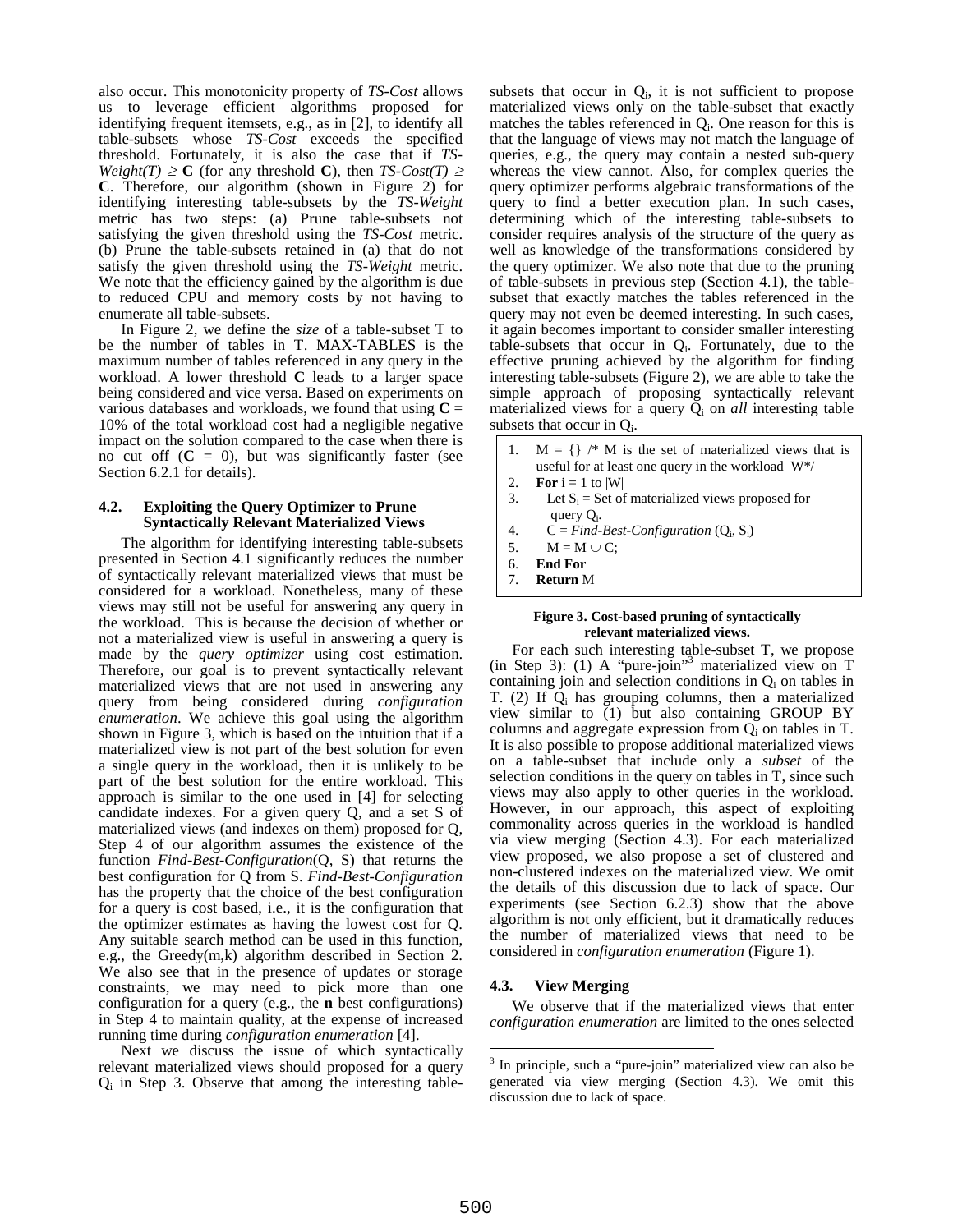also occur. This monotonicity property of *TS-Cost* allows us to leverage efficient algorithms proposed for identifying frequent itemsets, e.g., as in [2], to identify all table-subsets whose *TS-Cost* exceeds the specified threshold. Fortunately, it is also the case that if *TS-Weight(T)* $\geq$ **C** (for any threshold **C**), then *TS-Cost(T)* $\geq$ **C**. Therefore, our algorithm (shown in Figure 2) for identifying interesting table-subsets by the *TS-Weight* metric has two steps: (a) Prune table-subsets not satisfying the given threshold using the *TS-Cost* metric. (b) Prune the table-subsets retained in (a) that do not satisfy the given threshold using the *TS-Weight* metric. We note that the efficiency gained by the algorithm is due to reduced CPU and memory costs by not having to enumerate all table-subsets.

In Figure 2, we define the *size* of a table-subset T to be the number of tables in T. MAX-TABLES is the maximum number of tables referenced in any query in the workload. A lower threshold **C** leads to a larger space being considered and vice versa. Based on experiments on various databases and workloads, we found that using **C** = 10% of the total workload cost had a negligible negative impact on the solution compared to the case when there is no cut off (**C** = 0), but was significantly faster (see Section 6.2.1 for details).

### 4.2. Exploiting the Query Optimizer to Prune Syntactically Relevant Materialized Views

The algorithm for identifying interesting table-subsets presented in Section 4.1 significantly reduces the number of syntactically relevant materialized views that must be considered for a workload. Nonetheless, many of these views may still not be useful for answering any query in the workload. This is because the decision of whether or not a materialized view is useful in answering a query is made by the *query optimizer* using cost estimation. Therefore, our goal is to prevent syntactically relevant materialized views that are not used in answering any query from being considered during *configuration enumeration*. We achieve this goal using the algorithm shown in Figure 3, which is based on the intuition that if a materialized view is not part of the best solution for even a single query in the workload, then it is unlikely to be part of the best solution for the entire workload. This approach is similar to the one used in [4] for selecting candidate indexes. For a given query Q, and a set S of materialized views (and indexes on them) proposed for Q, Step 4 of our algorithm assumes the existence of the function *Find-Best-Configuration*(Q, S) that returns the best configuration for Q from S. *Find-Best-Configuration* has the property that the choice of the best configuration for a query is cost based, i.e., it is the configuration that the optimizer estimates as having the lowest cost for Q. Any suitable search method can be used in this function, e.g., the Greedy(m,k) algorithm described in Section 2. We also see that in the presence of updates or storage constraints, we may need to pick more than one configuration for a query (e.g., the **n** best configurations) in Step 4 to maintain quality, at the expense of increased running time during *configuration enumeration* [4].

Next we discuss the issue of which syntactically relevant materialized views should proposed for a query $Q_i$ in Step 3. Observe that among the interesting table-subsets that occur in $Q_i$, it is not sufficient to propose materialized views only on the table-subset that exactly matches the tables referenced in $Q_i$. One reason for this is that the language of views may not match the language of queries, e.g., the query may contain a nested sub-query whereas the view cannot. Also, for complex queries the query optimizer performs algebraic transformations of the query to find a better execution plan. In such cases, determining which of the interesting table-subsets to consider requires analysis of the structure of the query as well as knowledge of the transformations considered by the query optimizer. We also note that due to the pruning of table-subsets in previous step (Section 4.1), the table-subset that exactly matches the tables referenced in the query may not even be deemed interesting. In such cases, it again becomes important to consider smaller interesting table-subsets that occur in $Q_i$. Fortunately, due to the effective pruning achieved by the algorithm for finding interesting table-subsets (Figure 2), we are able to take the simple approach of proposing syntactically relevant materialized views for a query $Q_i$ on *all* interesting table subsets that occur in $Q_i$.

```
1.  M = {} /* M is the set of materialized views that is
    useful for at least one query in the workload  W*/
2.  For i = 1 to |W|
3.    Let S_i = Set of materialized views proposed for
      query Q_i.
4.    C = Find-Best-Configuration (Q_i, S_i)
5.    M = M ∪ C;
6.  End For
7.  Return M
```

**Figure 3. Cost-based pruning of syntactically relevant materialized views.**

For each such interesting table-subset T, we propose (in Step 3): (1) A "pure-join"[3] materialized view on T containing join and selection conditions in $Q_i$ on tables in T. (2) If $Q_i$ has grouping columns, then a materialized view similar to (1) but also containing GROUP BY columns and aggregate expression from $Q_i$ on tables in T. It is also possible to propose additional materialized views on a table-subset that include only a *subset* of the selection conditions in the query on tables in T, since such views may also apply to other queries in the workload. However, in our approach, this aspect of exploiting commonality across queries in the workload is handled via view merging (Section 4.3). For each materialized view proposed, we also propose a set of clustered and non-clustered indexes on the materialized view. We omit the details of this discussion due to lack of space. Our experiments (see Section 6.2.3) show that the above algorithm is not only efficient, but it dramatically reduces the number of materialized views that need to be considered in *configuration enumeration* (Figure 1).

### 4.3. View Merging

We observe that if the materialized views that enter *configuration enumeration* are limited to the ones selected

[3] In principle, such a "pure-join" materialized view can also be generated via view merging (Section 4.3). We omit this discussion due to lack of space.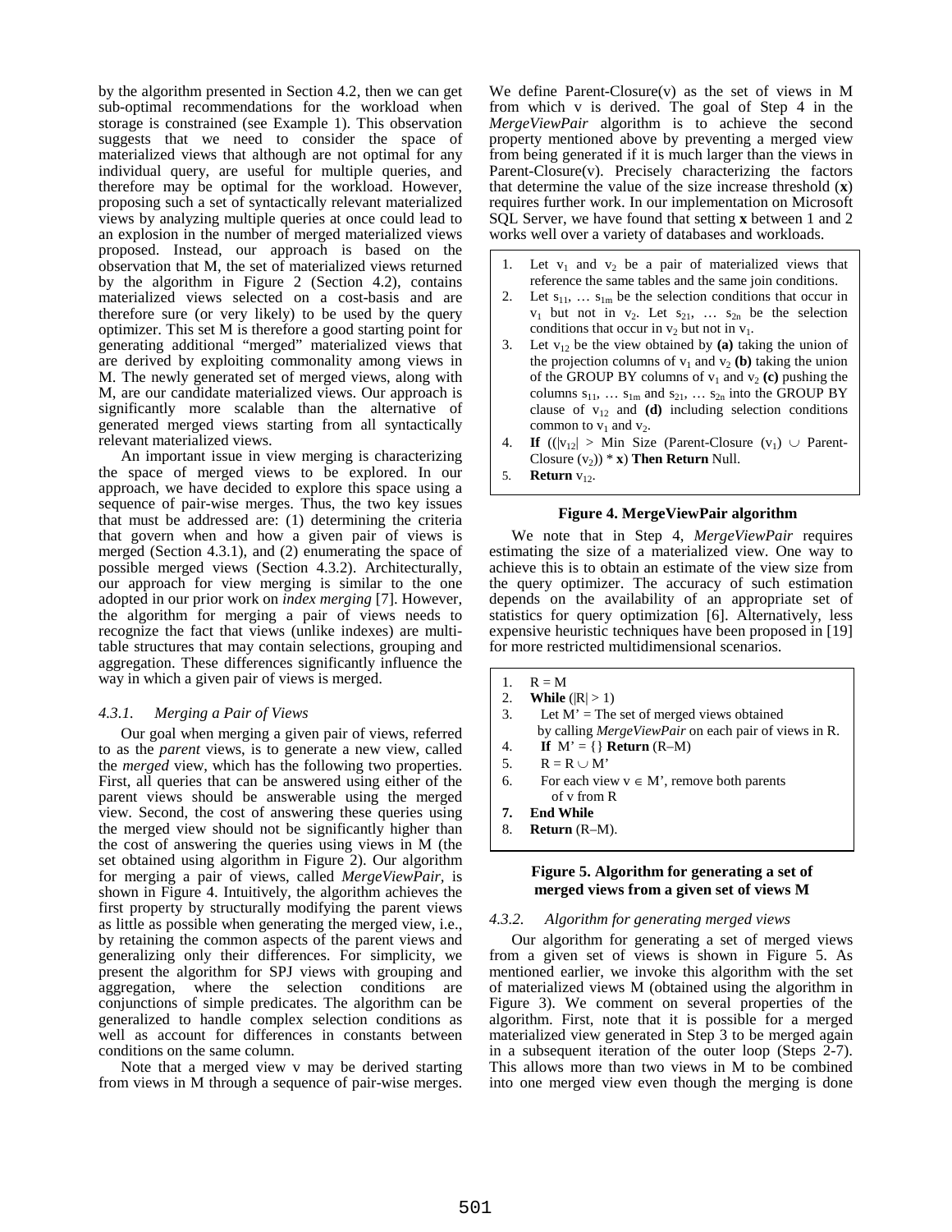by the algorithm presented in Section 4.2, then we can get sub-optimal recommendations for the workload when storage is constrained (see Example 1). This observation suggests that we need to consider the space of materialized views that although are not optimal for any individual query, are useful for multiple queries, and therefore may be optimal for the workload. However, proposing such a set of syntactically relevant materialized views by analyzing multiple queries at once could lead to an explosion in the number of merged materialized views proposed. Instead, our approach is based on the observation that M, the set of materialized views returned by the algorithm in Figure 2 (Section 4.2), contains materialized views selected on a cost-basis and are therefore sure (or very likely) to be used by the query optimizer. This set M is therefore a good starting point for generating additional "merged" materialized views that are derived by exploiting commonality among views in M. The newly generated set of merged views, along with M, are our candidate materialized views. Our approach is significantly more scalable than the alternative of generated merged views starting from all syntactically relevant materialized views.

An important issue in view merging is characterizing the space of merged views to be explored. In our approach, we have decided to explore this space using a sequence of pair-wise merges. Thus, the two key issues that must be addressed are: (1) determining the criteria that govern when and how a given pair of views is merged (Section 4.3.1), and (2) enumerating the space of possible merged views (Section 4.3.2). Architecturally, our approach for view merging is similar to the one adopted in our prior work on *index merging* [7]. However, the algorithm for merging a pair of views needs to recognize the fact that views (unlike indexes) are multi-table structures that may contain selections, grouping and aggregation. These differences significantly influence the way in which a given pair of views is merged.

### *4.3.1. Merging a Pair of Views*

Our goal when merging a given pair of views, referred to as the *parent* views, is to generate a new view, called the *merged* view, which has the following two properties. First, all queries that can be answered using either of the parent views should be answerable using the merged view. Second, the cost of answering these queries using the merged view should not be significantly higher than the cost of answering the queries using views in M (the set obtained using algorithm in Figure 2). Our algorithm for merging a pair of views, called *MergeViewPair*, is shown in Figure 4. Intuitively, the algorithm achieves the first property by structurally modifying the parent views as little as possible when generating the merged view, i.e., by retaining the common aspects of the parent views and generalizing only their differences. For simplicity, we present the algorithm for SPJ views with grouping and aggregation, where the selection conditions are conjunctions of simple predicates. The algorithm can be generalized to handle complex selection conditions as well as account for differences in constants between conditions on the same column.

Note that a merged view v may be derived starting from views in M through a sequence of pair-wise merges. We define Parent-Closure(v) as the set of views in M from which v is derived. The goal of Step 4 in the *MergeViewPair* algorithm is to achieve the second property mentioned above by preventing a merged view from being generated if it is much larger than the views in Parent-Closure(v). Precisely characterizing the factors that determine the value of the size increase threshold (**x**) requires further work. In our implementation on Microsoft SQL Server, we have found that setting **x** between 1 and 2 works well over a variety of databases and workloads.

1. Let $v_1$ and $v_2$ be a pair of materialized views that reference the same tables and the same join conditions.
2. Let $s_{11}, \ldots s_{1m}$ be the selection conditions that occur in $v_1$ but not in $v_2$. Let $s_{21}, \ldots s_{2n}$ be the selection conditions that occur in $v_2$ but not in $v_1$.
3. Let $v_{12}$ be the view obtained by **(a)** taking the union of the projection columns of $v_1$ and $v_2$ **(b)** taking the union of the GROUP BY columns of $v_1$ and $v_2$ **(c)** pushing the columns $s_{11}, \ldots s_{1m}$ and $s_{21}, \ldots s_{2n}$ into the GROUP BY clause of $v_{12}$ and **(d)** including selection conditions common to $v_1$ and $v_2$.
4. **If** $((|v_{12}| >$ Min Size (Parent-Closure $(v_1) \cup$ Parent-Closure $(v_2)) * \mathbf{x})$ **Then Return** Null.
5. **Return** $v_{12}$.

**Figure 4. MergeViewPair algorithm**

We note that in Step 4, *MergeViewPair* requires estimating the size of a materialized view. One way to achieve this is to obtain an estimate of the view size from the query optimizer. The accuracy of such estimation depends on the availability of an appropriate set of statistics for query optimization [6]. Alternatively, less expensive heuristic techniques have been proposed in [19] for more restricted multidimensional scenarios.

1. R = M
2. **While** (|R| > 1)
3. Let M' = The set of merged views obtained by calling *MergeViewPair* on each pair of views in R.
4. **If** M' = {} **Return** (R–M)
5. R = R ∪ M'
6. For each view v ∈ M', remove both parents of v from R
7. **End While**
8. **Return** (R–M).

**Figure 5. Algorithm for generating a set of merged views from a given set of views M**

### *4.3.2. Algorithm for generating merged views*

Our algorithm for generating a set of merged views from a given set of views is shown in Figure 5. As mentioned earlier, we invoke this algorithm with the set of materialized views M (obtained using the algorithm in Figure 3). We comment on several properties of the algorithm. First, note that it is possible for a merged materialized view generated in Step 3 to be merged again in a subsequent iteration of the outer loop (Steps 2-7). This allows more than two views in M to be combined into one merged view even though the merging is done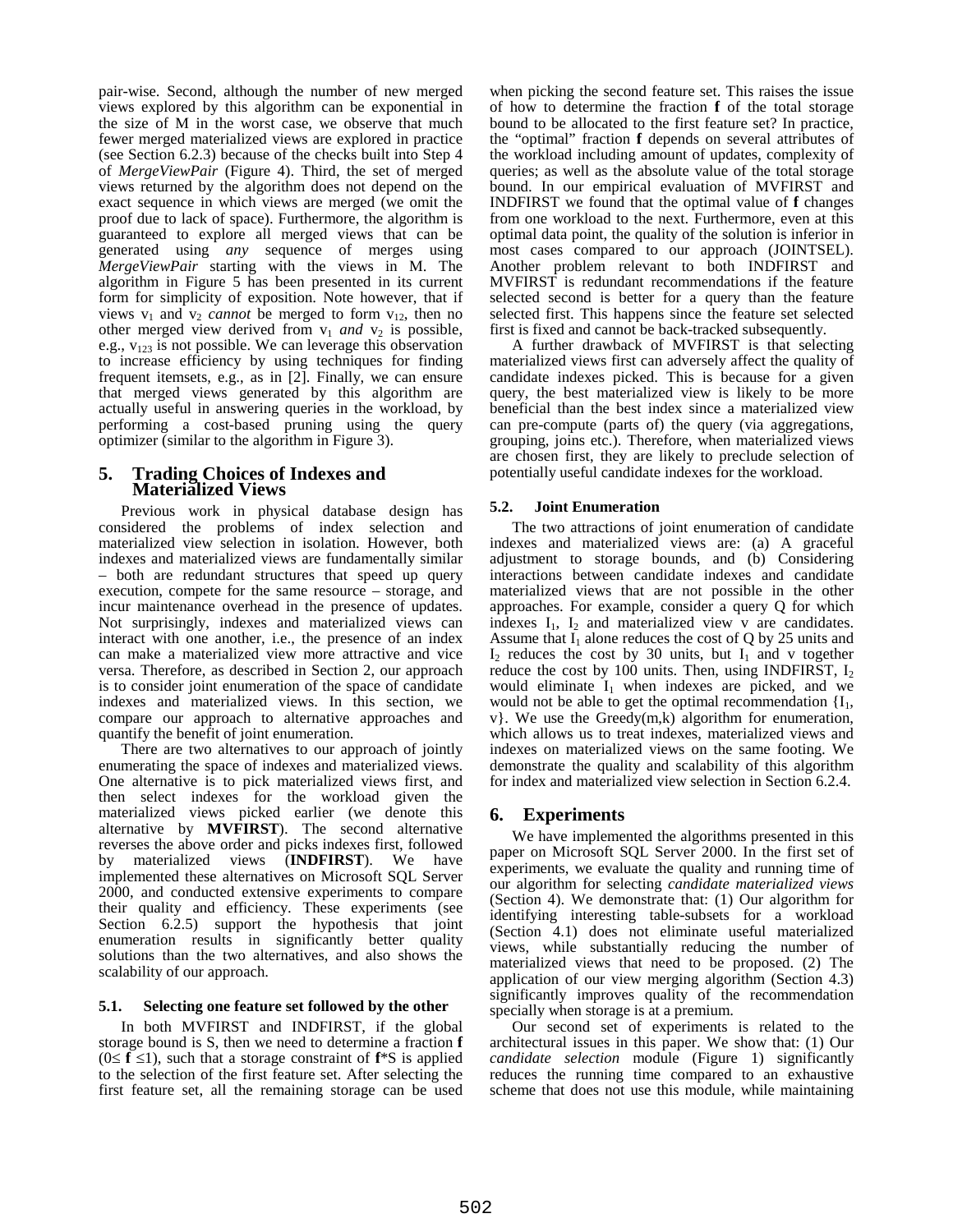pair-wise. Second, although the number of new merged views explored by this algorithm can be exponential in the size of M in the worst case, we observe that much fewer merged materialized views are explored in practice (see Section 6.2.3) because of the checks built into Step 4 of *MergeViewPair* (Figure 4). Third, the set of merged views returned by the algorithm does not depend on the exact sequence in which views are merged (we omit the proof due to lack of space). Furthermore, the algorithm is guaranteed to explore all merged views that can be generated using *any* sequence of merges using *MergeViewPair* starting with the views in M. The algorithm in Figure 5 has been presented in its current form for simplicity of exposition. Note however, that if views $v_1$ and $v_2$ *cannot* be merged to form $v_{12}$, then no other merged view derived from $v_1$ *and* $v_2$ is possible, e.g., $v_{123}$ is not possible. We can leverage this observation to increase efficiency by using techniques for finding frequent itemsets, e.g., as in [2]. Finally, we can ensure that merged views generated by this algorithm are actually useful in answering queries in the workload, by performing a cost-based pruning using the query optimizer (similar to the algorithm in Figure 3).

## 5. Trading Choices of Indexes and Materialized Views

Previous work in physical database design has considered the problems of index selection and materialized view selection in isolation. However, both indexes and materialized views are fundamentally similar – both are redundant structures that speed up query execution, compete for the same resource – storage, and incur maintenance overhead in the presence of updates. Not surprisingly, indexes and materialized views can interact with one another, i.e., the presence of an index can make a materialized view more attractive and vice versa. Therefore, as described in Section 2, our approach is to consider joint enumeration of the space of candidate indexes and materialized views. In this section, we compare our approach to alternative approaches and quantify the benefit of joint enumeration.

There are two alternatives to our approach of jointly enumerating the space of indexes and materialized views. One alternative is to pick materialized views first, and then select indexes for the workload given the materialized views picked earlier (we denote this alternative by **MVFIRST**). The second alternative reverses the above order and picks indexes first, followed by materialized views (**INDFIRST**). We have implemented these alternatives on Microsoft SQL Server 2000, and conducted extensive experiments to compare their quality and efficiency. These experiments (see Section 6.2.5) support the hypothesis that joint enumeration results in significantly better quality solutions than the two alternatives, and also shows the scalability of our approach.

### 5.1. Selecting one feature set followed by the other

In both MVFIRST and INDFIRST, if the global storage bound is S, then we need to determine a fraction **f** ($0 \leq$ **f** $\leq 1$), such that a storage constraint of **f**\*S is applied to the selection of the first feature set. After selecting the first feature set, all the remaining storage can be used when picking the second feature set. This raises the issue of how to determine the fraction **f** of the total storage bound to be allocated to the first feature set? In practice, the "optimal" fraction **f** depends on several attributes of the workload including amount of updates, complexity of queries; as well as the absolute value of the total storage bound. In our empirical evaluation of MVFIRST and INDFIRST we found that the optimal value of **f** changes from one workload to the next. Furthermore, even at this optimal data point, the quality of the solution is inferior in most cases compared to our approach (JOINTSEL). Another problem relevant to both INDFIRST and MVFIRST is redundant recommendations if the feature selected second is better for a query than the feature selected first. This happens since the feature set selected first is fixed and cannot be back-tracked subsequently.

A further drawback of MVFIRST is that selecting materialized views first can adversely affect the quality of candidate indexes picked. This is because for a given query, the best materialized view is likely to be more beneficial than the best index since a materialized view can pre-compute (parts of) the query (via aggregations, grouping, joins etc.). Therefore, when materialized views are chosen first, they are likely to preclude selection of potentially useful candidate indexes for the workload.

### 5.2. Joint Enumeration

The two attractions of joint enumeration of candidate indexes and materialized views are: (a) A graceful adjustment to storage bounds, and (b) Considering interactions between candidate indexes and candidate materialized views that are not possible in the other approaches. For example, consider a query Q for which indexes $I_1$, $I_2$ and materialized view v are candidates. Assume that $I_1$ alone reduces the cost of Q by 25 units and $I_2$ reduces the cost by 30 units, but $I_1$ and v together reduce the cost by 100 units. Then, using INDFIRST, $I_2$ would eliminate $I_1$ when indexes are picked, and we would not be able to get the optimal recommendation {$I_1$, v}. We use the Greedy(m,k) algorithm for enumeration, which allows us to treat indexes, materialized views and indexes on materialized views on the same footing. We demonstrate the quality and scalability of this algorithm for index and materialized view selection in Section 6.2.4.

## 6. Experiments

We have implemented the algorithms presented in this paper on Microsoft SQL Server 2000. In the first set of experiments, we evaluate the quality and running time of our algorithm for selecting *candidate materialized views* (Section 4). We demonstrate that: (1) Our algorithm for identifying interesting table-subsets for a workload (Section 4.1) does not eliminate useful materialized views, while substantially reducing the number of materialized views that need to be proposed. (2) The application of our view merging algorithm (Section 4.3) significantly improves quality of the recommendation specially when storage is at a premium.

Our second set of experiments is related to the architectural issues in this paper. We show that: (1) Our *candidate selection* module (Figure 1) significantly reduces the running time compared to an exhaustive scheme that does not use this module, while maintaining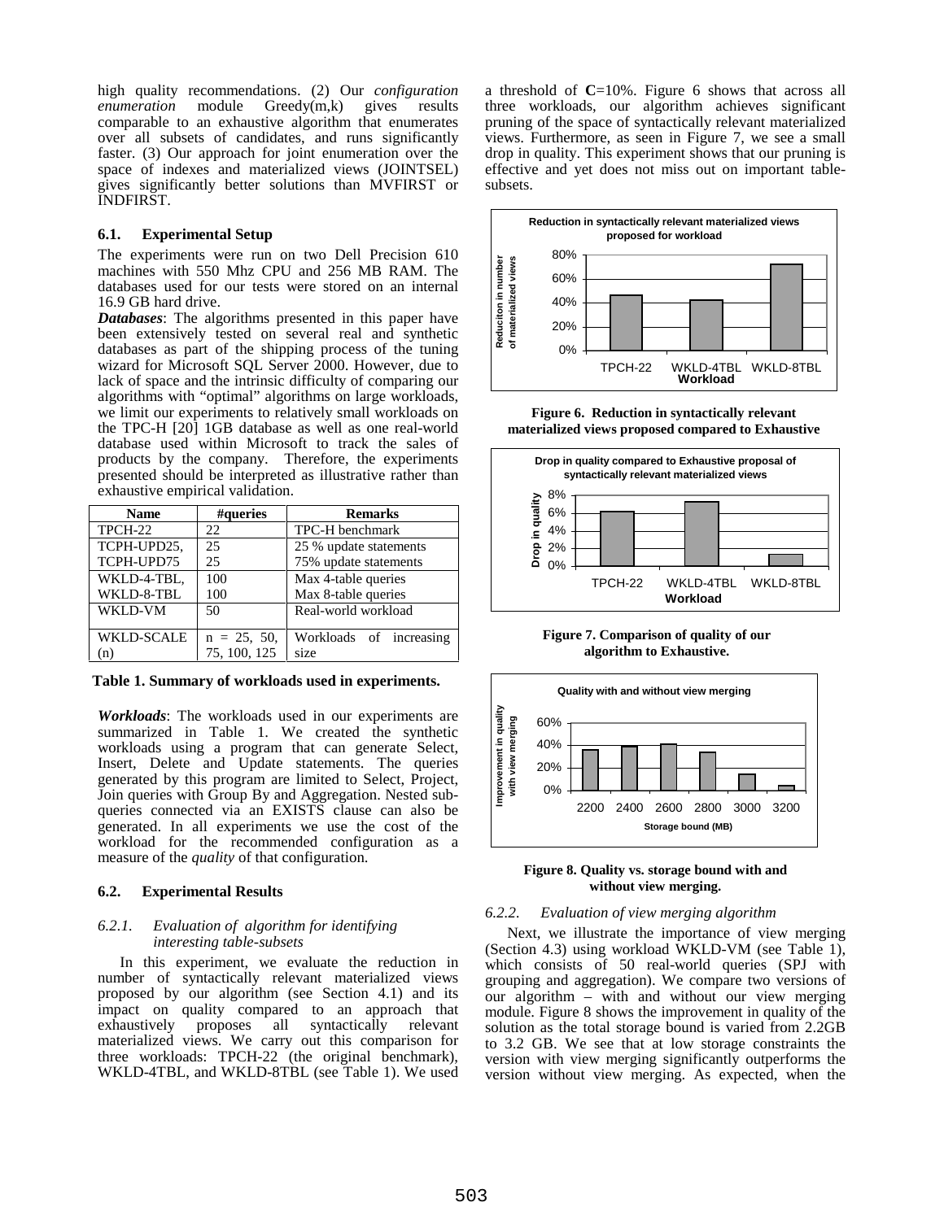high quality recommendations. (2) Our *configuration enumeration* module Greedy(m,k) gives results comparable to an exhaustive algorithm that enumerates over all subsets of candidates, and runs significantly faster. (3) Our approach for joint enumeration over the space of indexes and materialized views (JOINTSEL) gives significantly better solutions than MVFIRST or INDFIRST.

### 6.1. Experimental Setup

The experiments were run on two Dell Precision 610 machines with 550 Mhz CPU and 256 MB RAM. The databases used for our tests were stored on an internal 16.9 GB hard drive.

***Databases***: The algorithms presented in this paper have been extensively tested on several real and synthetic databases as part of the shipping process of the tuning wizard for Microsoft SQL Server 2000. However, due to lack of space and the intrinsic difficulty of comparing our algorithms with "optimal" algorithms on large workloads, we limit our experiments to relatively small workloads on the TPC-H [20] 1GB database as well as one real-world database used within Microsoft to track the sales of products by the company. Therefore, the experiments presented should be interpreted as illustrative rather than exhaustive empirical validation.

| Name | #queries | Remarks |
|---|---|---|
| TPCH-22 | 22 | TPC-H benchmark |
| TCPH-UPD25, TCPH-UPD75 | 25 25 | 25 % update statements 75% update statements |
| WKLD-4-TBL, WKLD-8-TBL | 100 100 | Max 4-table queries Max 8-table queries |
| WKLD-VM | 50 | Real-world workload |
| WKLD-SCALE (n) | n = 25, 50, 75, 100, 125 | Workloads of increasing size |

**Table 1. Summary of workloads used in experiments.**

***Workloads***: The workloads used in our experiments are summarized in Table 1. We created the synthetic workloads using a program that can generate Select, Insert, Delete and Update statements. The queries generated by this program are limited to Select, Project, Join queries with Group By and Aggregation. Nested sub-queries connected via an EXISTS clause can also be generated. In all experiments we use the cost of the workload for the recommended configuration as a measure of the *quality* of that configuration.

### 6.2. Experimental Results

#### *6.2.1. Evaluation of algorithm for identifying interesting table-subsets*

In this experiment, we evaluate the reduction in number of syntactically relevant materialized views proposed by our algorithm (see Section 4.1) and its impact on quality compared to an approach that exhaustively proposes all syntactically relevant materialized views. We carry out this comparison for three workloads: TPCH-22 (the original benchmark), WKLD-4TBL, and WKLD-8TBL (see Table 1). We used a threshold of **C**=10%. Figure 6 shows that across all three workloads, our algorithm achieves significant pruning of the space of syntactically relevant materialized views. Furthermore, as seen in Figure 7, we see a small drop in quality. This experiment shows that our pruning is effective and yet does not miss out on important table-subsets.

**Figure 6. Reduction in syntactically relevant materialized views proposed compared to Exhaustive**

**Figure 7. Comparison of quality of our algorithm to Exhaustive.**

**Figure 8. Quality vs. storage bound with and without view merging.**

#### *6.2.2. Evaluation of view merging algorithm*

Next, we illustrate the importance of view merging (Section 4.3) using workload WKLD-VM (see Table 1), which consists of 50 real-world queries (SPJ with grouping and aggregation). We compare two versions of our algorithm – with and without our view merging module. Figure 8 shows the improvement in quality of the solution as the total storage bound is varied from 2.2GB to 3.2 GB. We see that at low storage constraints the version with view merging significantly outperforms the version without view merging. As expected, when the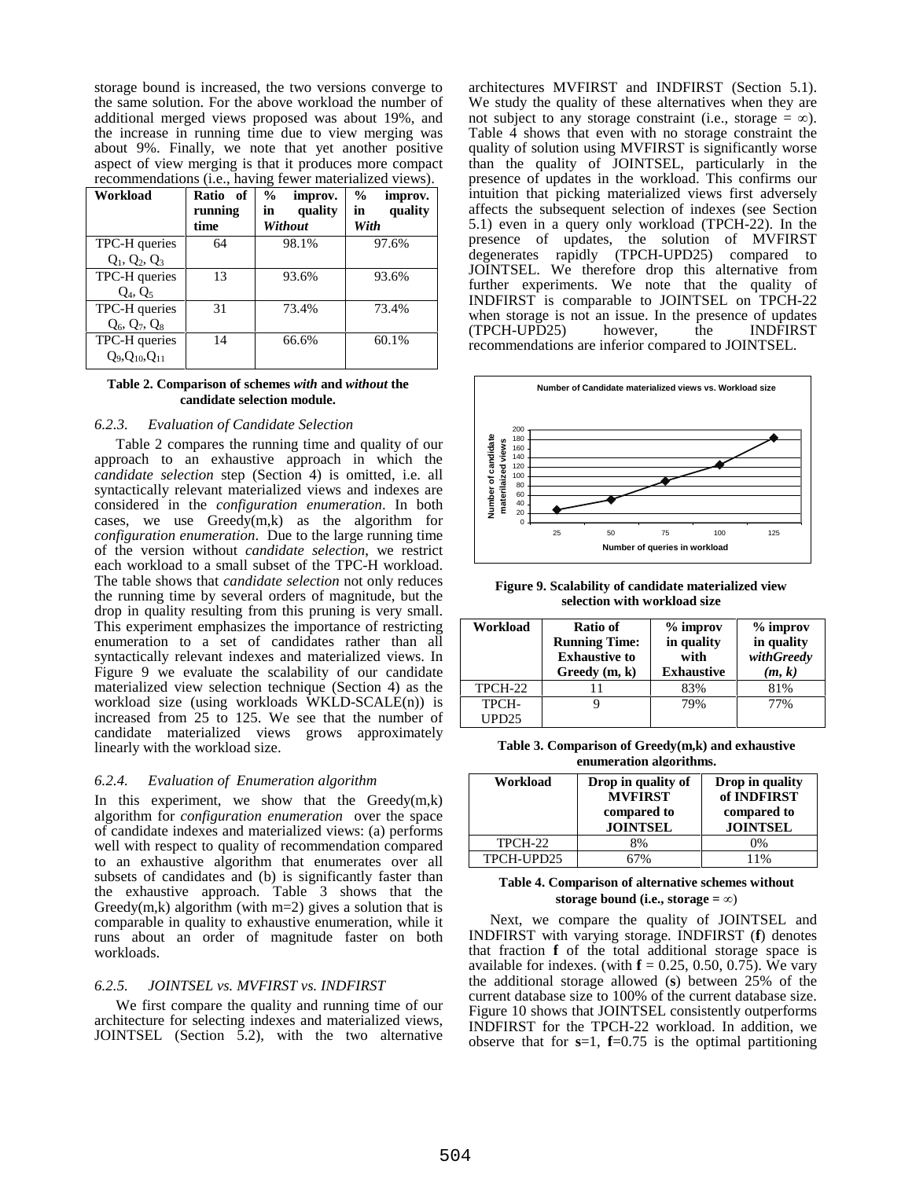storage bound is increased, the two versions converge to the same solution. For the above workload the number of additional merged views proposed was about 19%, and the increase in running time due to view merging was about 9%. Finally, we note that yet another positive aspect of view merging is that it produces more compact recommendations (i.e., having fewer materialized views).

| Workload | Ratio of running time | % improv. in quality *Without* | % improv. in quality *With* |
|---|---|---|---|
| TPC-H queries $Q_1$, $Q_2$, $Q_3$ | 64 | 98.1% | 97.6% |
| TPC-H queries $Q_4$, $Q_5$ | 13 | 93.6% | 93.6% |
| TPC-H queries $Q_6$, $Q_7$, $Q_8$ | 31 | 73.4% | 73.4% |
| TPC-H queries $Q_9$,$Q_{10}$,$Q_{11}$ | 14 | 66.6% | 60.1% |

**Table 2. Comparison of schemes *with* and *without* the candidate selection module.**

### 6.2.3. *Evaluation of Candidate Selection*

Table 2 compares the running time and quality of our approach to an exhaustive approach in which the *candidate selection* step (Section 4) is omitted, i.e. all syntactically relevant materialized views and indexes are considered in the *configuration enumeration*. In both cases, we use Greedy(m,k) as the algorithm for *configuration enumeration*. Due to the large running time of the version without *candidate selection*, we restrict each workload to a small subset of the TPC-H workload. The table shows that *candidate selection* not only reduces the running time by several orders of magnitude, but the drop in quality resulting from this pruning is very small. This experiment emphasizes the importance of restricting enumeration to a set of candidates rather than all syntactically relevant indexes and materialized views. In Figure 9 we evaluate the scalability of our candidate materialized view selection technique (Section 4) as the workload size (using workloads WKLD-SCALE(n)) is increased from 25 to 125. We see that the number of candidate materialized views grows approximately linearly with the workload size.

### 6.2.4. *Evaluation of Enumeration algorithm*

In this experiment, we show that the Greedy(m,k) algorithm for *configuration enumeration* over the space of candidate indexes and materialized views: (a) performs well with respect to quality of recommendation compared to an exhaustive algorithm that enumerates over all subsets of candidates and (b) is significantly faster than the exhaustive approach. Table 3 shows that the Greedy(m,k) algorithm (with m=2) gives a solution that is comparable in quality to exhaustive enumeration, while it runs about an order of magnitude faster on both workloads.

### 6.2.5. *JOINTSEL vs. MVFIRST vs. INDFIRST*

We first compare the quality and running time of our architecture for selecting indexes and materialized views, JOINTSEL (Section 5.2), with the two alternative architectures MVFIRST and INDFIRST (Section 5.1). We study the quality of these alternatives when they are not subject to any storage constraint (i.e., storage = ∞). Table 4 shows that even with no storage constraint the quality of solution using MVFIRST is significantly worse than the quality of JOINTSEL, particularly in the presence of updates in the workload. This confirms our intuition that picking materialized views first adversely affects the subsequent selection of indexes (see Section 5.1) even in a query only workload (TPCH-22). In the presence of updates, the solution of MVFIRST degenerates rapidly (TPCH-UPD25) compared to JOINTSEL. We therefore drop this alternative from further experiments. We note that the quality of INDFIRST is comparable to JOINTSEL on TPCH-22 when storage is not an issue. In the presence of updates (TPCH-UPD25) however, the INDFIRST recommendations are inferior compared to JOINTSEL.

**Figure 9. Scalability of candidate materialized view selection with workload size**

| Workload | Ratio of Running Time: Exhaustive to Greedy (m, k) | % improv in quality with Exhaustive | % improv in quality *withGreedy (m, k)* |
|---|---|---|---|
| TPCH-22 | 11 | 83% | 81% |
| TPCH-UPD25 | 9 | 79% | 77% |

**Table 3. Comparison of Greedy(m,k) and exhaustive enumeration algorithms.**

| Workload | Drop in quality of MVFIRST compared to JOINTSEL | Drop in quality of INDFIRST compared to JOINTSEL |
|---|---|---|
| TPCH-22 | 8% | 0% |
| TPCH-UPD25 | 67% | 11% |

**Table 4. Comparison of alternative schemes without storage bound (i.e., storage = ∞)**

Next, we compare the quality of JOINTSEL and INDFIRST with varying storage. INDFIRST (**f**) denotes that fraction **f** of the total additional storage space is available for indexes. (with **f** = 0.25, 0.50, 0.75). We vary the additional storage allowed (**s**) between 25% of the current database size to 100% of the current database size. Figure 10 shows that JOINTSEL consistently outperforms INDFIRST for the TPCH-22 workload. In addition, we observe that for **s**=1, **f**=0.75 is the optimal partitioning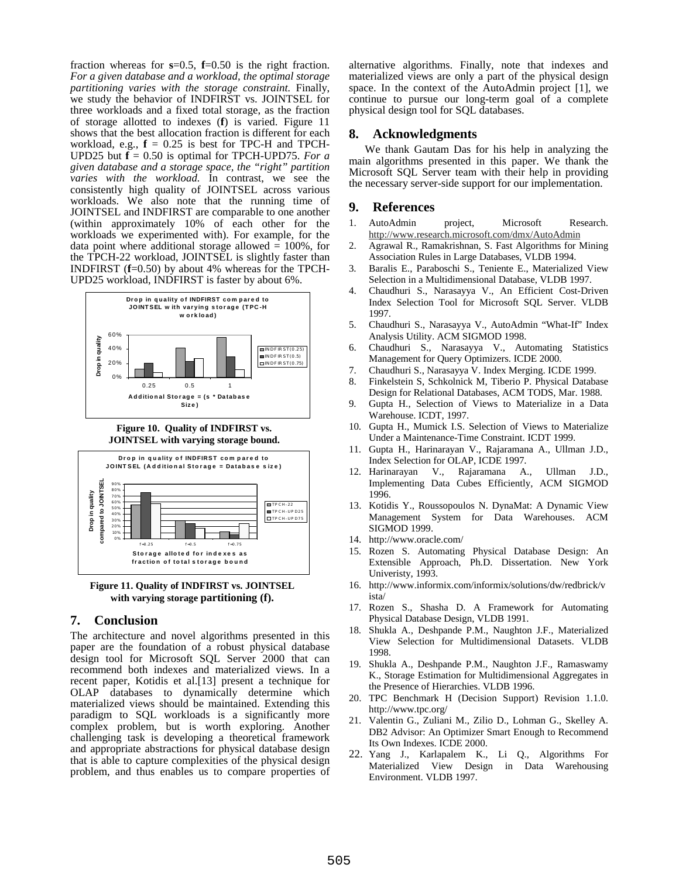fraction whereas for **s**=0.5, **f**=0.50 is the right fraction. *For a given database and a workload, the optimal storage partitioning varies with the storage constraint.* Finally, we study the behavior of INDFIRST vs. JOINTSEL for three workloads and a fixed total storage, as the fraction of storage allotted to indexes (**f**) is varied. Figure 11 shows that the best allocation fraction is different for each workload, e.g., **f** = 0.25 is best for TPC-H and TPCH-UPD25 but **f** = 0.50 is optimal for TPCH-UPD75. *For a given database and a storage space, the "right" partition varies with the workload.* In contrast, we see the consistently high quality of JOINTSEL across various workloads. We also note that the running time of JOINTSEL and INDFIRST are comparable to one another (within approximately 10% of each other for the workloads we experimented with). For example, for the data point where additional storage allowed = 100%, for the TPCH-22 workload, JOINTSEL is slightly faster than INDFIRST (**f**=0.50) by about 4% whereas for the TPCH-UPD25 workload, INDFIRST is faster by about 6%.

Drop in quality of INDFIRST compared to JOINTSEL with varying storage (TPC-H workload)

Drop in quality

60%
40%
20%
0%

0.25
0.5
1

Additional Storage = (s * Database Size)

INDFIRST(0.25)
INDFIRST(0.5)
INDFIRST(0.75)

**Figure 10. Quality of INDFIRST vs. JOINTSEL with varying storage bound.**

Drop in quality of INDFIRST compared to JOINTSEL (Additional Storage = Database size)

Drop in quality compared to JOINTSEL

90%
80%
70%
60%
50%
40%
30%
20%
10%
0%

f=0.25
f=0.5
f=0.75

Storage alloted for indexes as fraction of total storage bound

TPCH-22
TPCH-UPD25
TPCH-UPD75

**Figure 11. Quality of INDFIRST vs. JOINTSEL with varying storage partitioning (f).**

## 7. Conclusion

The architecture and novel algorithms presented in this paper are the foundation of a robust physical database design tool for Microsoft SQL Server 2000 that can recommend both indexes and materialized views. In a recent paper, Kotidis et al.[13] present a technique for OLAP databases to dynamically determine which materialized views should be maintained. Extending this paradigm to SQL workloads is a significantly more complex problem, but is worth exploring. Another challenging task is developing a theoretical framework and appropriate abstractions for physical database design that is able to capture complexities of the physical design problem, and thus enables us to compare properties of alternative algorithms. Finally, note that indexes and materialized views are only a part of the physical design space. In the context of the AutoAdmin project [1], we continue to pursue our long-term goal of a complete physical design tool for SQL databases.

## 8. Acknowledgments

We thank Gautam Das for his help in analyzing the main algorithms presented in this paper. We thank the Microsoft SQL Server team with their help in providing the necessary server-side support for our implementation.

## 9. References

1. AutoAdmin project, Microsoft Research. http://www.research.microsoft.com/dmx/AutoAdmin
2. Agrawal R., Ramakrishnan, S. Fast Algorithms for Mining Association Rules in Large Databases, VLDB 1994.
3. Baralis E., Paraboschi S., Teniente E., Materialized View Selection in a Multidimensional Database, VLDB 1997.
4. Chaudhuri S., Narasayya V., An Efficient Cost-Driven Index Selection Tool for Microsoft SQL Server. VLDB 1997.
5. Chaudhuri S., Narasayya V., AutoAdmin "What-If" Index Analysis Utility. ACM SIGMOD 1998.
6. Chaudhuri S., Narasayya V., Automating Statistics Management for Query Optimizers. ICDE 2000.
7. Chaudhuri S., Narasayya V. Index Merging. ICDE 1999.
8. Finkelstein S, Schkolnick M, Tiberio P. Physical Database Design for Relational Databases, ACM TODS, Mar. 1988.
9. Gupta H., Selection of Views to Materialize in a Data Warehouse. ICDT, 1997.
10. Gupta H., Mumick I.S. Selection of Views to Materialize Under a Maintenance-Time Constraint. ICDT 1999.
11. Gupta H., Harinarayan V., Rajaramana A., Ullman J.D., Index Selection for OLAP, ICDE 1997.
12. Harinarayan V., Rajaramana A., Ullman J.D., Implementing Data Cubes Efficiently, ACM SIGMOD 1996.
13. Kotidis Y., Roussopoulos N. DynaMat: A Dynamic View Management System for Data Warehouses. ACM SIGMOD 1999.
14. http://www.oracle.com/
15. Rozen S. Automating Physical Database Design: An Extensible Approach, Ph.D. Dissertation. New York Univeristy, 1993.
16. http://www.informix.com/informix/solutions/dw/redbrick/vista/
17. Rozen S., Shasha D. A Framework for Automating Physical Database Design, VLDB 1991.
18. Shukla A., Deshpande P.M., Naughton J.F., Materialized View Selection for Multidimensional Datasets. VLDB 1998.
19. Shukla A., Deshpande P.M., Naughton J.F., Ramaswamy K., Storage Estimation for Multidimensional Aggregates in the Presence of Hierarchies. VLDB 1996.
20. TPC Benchmark H (Decision Support) Revision 1.1.0. http://www.tpc.org/
21. Valentin G., Zuliani M., Zilio D., Lohman G., Skelley A. DB2 Advisor: An Optimizer Smart Enough to Recommend Its Own Indexes. ICDE 2000.
22. Yang J., Karlapalem K., Li Q., Algorithms For Materialized View Design in Data Warehousing Environment. VLDB 1997.